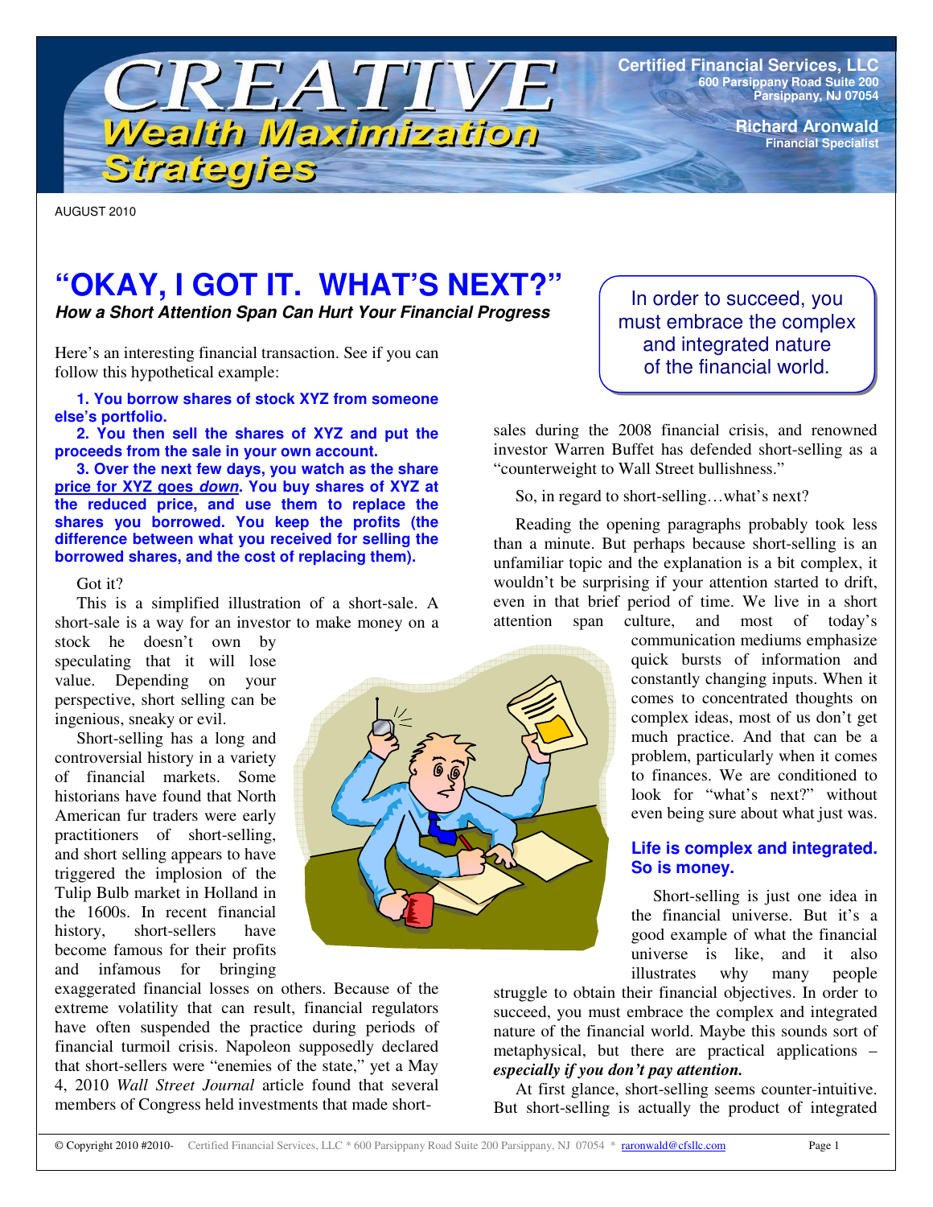# CREATIVE Wealth Maximization Strategies

**Certified Financial Services, LLC**
**600 Parsippany Road Suite 200**
**Parsippany, NJ 07054**

**Richard Aronwald**
**Financial Specialist**

AUGUST 2010

## "OKAY, I GOT IT. WHAT'S NEXT?"

***How a Short Attention Span Can Hurt Your Financial Progress***

> In order to succeed, you must embrace the complex and integrated nature of the financial world.

Here's an interesting financial transaction. See if you can follow this hypothetical example:

**1. You borrow shares of stock XYZ from someone else's portfolio.**

**2. You then sell the shares of XYZ and put the proceeds from the sale in your own account.**

**3. Over the next few days, you watch as the share price for XYZ goes *down*. You buy shares of XYZ at the reduced price, and use them to replace the shares you borrowed. You keep the profits (the difference between what you received for selling the borrowed shares, and the cost of replacing them).**

Got it?

This is a simplified illustration of a short-sale. A short-sale is a way for an investor to make money on a stock he doesn't own by speculating that it will lose value. Depending on your perspective, short selling can be ingenious, sneaky or evil.

Short-selling has a long and controversial history in a variety of financial markets. Some historians have found that North American fur traders were early practitioners of short-selling, and short selling appears to have triggered the implosion of the Tulip Bulb market in Holland in the 1600s. In recent financial history, short-sellers have become famous for their profits and infamous for bringing exaggerated financial losses on others. Because of the extreme volatility that can result, financial regulators have often suspended the practice during periods of financial turmoil crisis. Napoleon supposedly declared that short-sellers were "enemies of the state," yet a May 4, 2010 *Wall Street Journal* article found that several members of Congress held investments that made short-sales during the 2008 financial crisis, and renowned investor Warren Buffet has defended short-selling as a "counterweight to Wall Street bullishness."

So, in regard to short-selling…what's next?

Reading the opening paragraphs probably took less than a minute. But perhaps because short-selling is an unfamiliar topic and the explanation is a bit complex, it wouldn't be surprising if your attention started to drift, even in that brief period of time. We live in a short attention span culture, and most of today's communication mediums emphasize quick bursts of information and constantly changing inputs. When it comes to concentrated thoughts on complex ideas, most of us don't get much practice. And that can be a problem, particularly when it comes to finances. We are conditioned to look for "what's next?" without even being sure about what just was.

### Life is complex and integrated. So is money.

Short-selling is just one idea in the financial universe. But it's a good example of what the financial universe is like, and it also illustrates why many people struggle to obtain their financial objectives. In order to succeed, you must embrace the complex and integrated nature of the financial world. Maybe this sounds sort of metaphysical, but there are practical applications – ***especially if you don't pay attention.***

At first glance, short-selling seems counter-intuitive. But short-selling is actually the product of integrated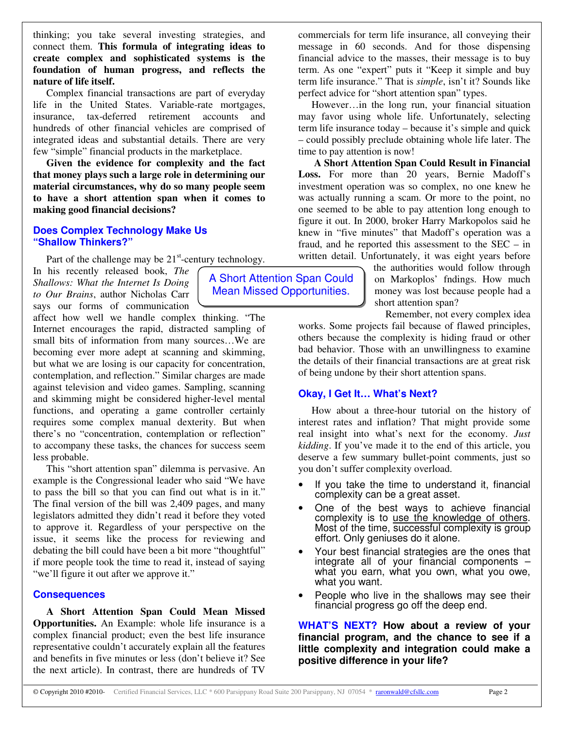thinking; you take several investing strategies, and connect them. **This formula of integrating ideas to create complex and sophisticated systems is the foundation of human progress, and reflects the nature of life itself.**

Complex financial transactions are part of everyday life in the United States. Variable-rate mortgages, insurance, tax-deferred retirement accounts and hundreds of other financial vehicles are comprised of integrated ideas and substantial details. There are very few "simple" financial products in the marketplace.

**Given the evidence for complexity and the fact that money plays such a large role in determining our material circumstances, why do so many people seem to have a short attention span when it comes to making good financial decisions?**

### Does Complex Technology Make Us "Shallow Thinkers?"

Part of the challenge may be 21st-century technology. In his recently released book, *The Shallows: What the Internet Is Doing to Our Brains*, author Nicholas Carr says our forms of communication affect how well we handle complex thinking. "The Internet encourages the rapid, distracted sampling of small bits of information from many sources…We are becoming ever more adept at scanning and skimming, but what we are losing is our capacity for concentration, contemplation, and reflection." Similar charges are made against television and video games. Sampling, scanning and skimming might be considered higher-level mental functions, and operating a game controller certainly requires some complex manual dexterity. But when there's no "concentration, contemplation or reflection" to accompany these tasks, the chances for success seem less probable.

This "short attention span" dilemma is pervasive. An example is the Congressional leader who said "We have to pass the bill so that you can find out what is in it." The final version of the bill was 2,409 pages, and many legislators admitted they didn't read it before they voted to approve it. Regardless of your perspective on the issue, it seems like the process for reviewing and debating the bill could have been a bit more "thoughtful" if more people took the time to read it, instead of saying "we'll figure it out after we approve it."

### Consequences

**A Short Attention Span Could Mean Missed Opportunities.** An Example: whole life insurance is a complex financial product; even the best life insurance representative couldn't accurately explain all the features and benefits in five minutes or less (don't believe it? See the next article). In contrast, there are hundreds of TV commercials for term life insurance, all conveying their message in 60 seconds. And for those dispensing financial advice to the masses, their message is to buy term. As one "expert" puts it "Keep it simple and buy term life insurance." That is *simple*, isn't it? Sounds like perfect advice for "short attention span" types.

However…in the long run, your financial situation may favor using whole life. Unfortunately, selecting term life insurance today – because it's simple and quick – could possibly preclude obtaining whole life later. The time to pay attention is now!

> A Short Attention Span Could Mean Missed Opportunities.

**A Short Attention Span Could Result in Financial Loss.** For more than 20 years, Bernie Madoff's investment operation was so complex, no one knew he was actually running a scam. Or more to the point, no one seemed to be able to pay attention long enough to figure it out. In 2000, broker Harry Markopolos said he knew in "five minutes" that Madoff's operation was a fraud, and he reported this assessment to the SEC – in written detail. Unfortunately, it was eight years before the authorities would follow through on Markoplos' fndings. How much money was lost because people had a short attention span?

Remember, not every complex idea works. Some projects fail because of flawed principles, others because the complexity is hiding fraud or other bad behavior. Those with an unwillingness to examine the details of their financial transactions are at great risk of being undone by their short attention spans.

### Okay, I Get It… What's Next?

How about a three-hour tutorial on the history of interest rates and inflation? That might provide some real insight into what's next for the economy. *Just kidding*. If you've made it to the end of this article, you deserve a few summary bullet-point comments, just so you don't suffer complexity overload.

- If you take the time to understand it, financial complexity can be a great asset.
- One of the best ways to achieve financial complexity is to <u>use the knowledge of others</u>. Most of the time, successful complexity is group effort. Only geniuses do it alone.
- Your best financial strategies are the ones that integrate all of your financial components – what you earn, what you own, what you owe, what you want.
- People who live in the shallows may see their financial progress go off the deep end.

**WHAT'S NEXT? How about a review of your financial program, and the chance to see if a little complexity and integration could make a positive difference in your life?**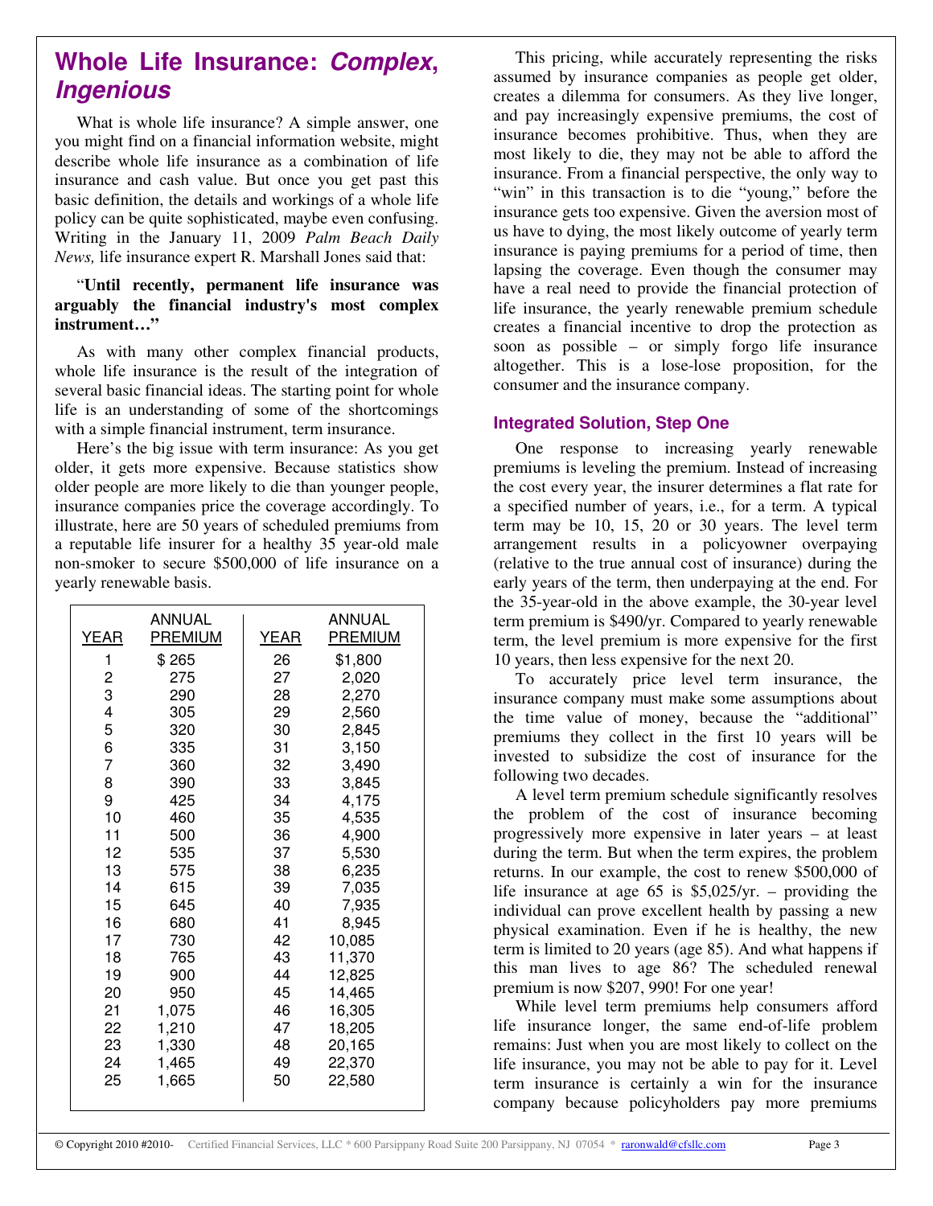# Whole Life Insurance: *Complex, Ingenious*

What is whole life insurance? A simple answer, one you might find on a financial information website, might describe whole life insurance as a combination of life insurance and cash value. But once you get past this basic definition, the details and workings of a whole life policy can be quite sophisticated, maybe even confusing. Writing in the January 11, 2009 *Palm Beach Daily News,* life insurance expert R. Marshall Jones said that:

"**Until recently, permanent life insurance was arguably the financial industry's most complex instrument…"**

As with many other complex financial products, whole life insurance is the result of the integration of several basic financial ideas. The starting point for whole life is an understanding of some of the shortcomings with a simple financial instrument, term insurance.

Here's the big issue with term insurance: As you get older, it gets more expensive. Because statistics show older people are more likely to die than younger people, insurance companies price the coverage accordingly. To illustrate, here are 50 years of scheduled premiums from a reputable life insurer for a healthy 35 year-old male non-smoker to secure $500,000 of life insurance on a yearly renewable basis.

| YEAR | ANNUAL PREMIUM | YEAR | ANNUAL PREMIUM |
|---|---|---|---|
| 1 | $ 265 | 26 | $1,800 |
| 2 | 275 | 27 | 2,020 |
| 3 | 290 | 28 | 2,270 |
| 4 | 305 | 29 | 2,560 |
| 5 | 320 | 30 | 2,845 |
| 6 | 335 | 31 | 3,150 |
| 7 | 360 | 32 | 3,490 |
| 8 | 390 | 33 | 3,845 |
| 9 | 425 | 34 | 4,175 |
| 10 | 460 | 35 | 4,535 |
| 11 | 500 | 36 | 4,900 |
| 12 | 535 | 37 | 5,530 |
| 13 | 575 | 38 | 6,235 |
| 14 | 615 | 39 | 7,035 |
| 15 | 645 | 40 | 7,935 |
| 16 | 680 | 41 | 8,945 |
| 17 | 730 | 42 | 10,085 |
| 18 | 765 | 43 | 11,370 |
| 19 | 900 | 44 | 12,825 |
| 20 | 950 | 45 | 14,465 |
| 21 | 1,075 | 46 | 16,305 |
| 22 | 1,210 | 47 | 18,205 |
| 23 | 1,330 | 48 | 20,165 |
| 24 | 1,465 | 49 | 22,370 |
| 25 | 1,665 | 50 | 22,580 |

This pricing, while accurately representing the risks assumed by insurance companies as people get older, creates a dilemma for consumers. As they live longer, and pay increasingly expensive premiums, the cost of insurance becomes prohibitive. Thus, when they are most likely to die, they may not be able to afford the insurance. From a financial perspective, the only way to "win" in this transaction is to die "young," before the insurance gets too expensive. Given the aversion most of us have to dying, the most likely outcome of yearly term insurance is paying premiums for a period of time, then lapsing the coverage. Even though the consumer may have a real need to provide the financial protection of life insurance, the yearly renewable premium schedule creates a financial incentive to drop the protection as soon as possible – or simply forgo life insurance altogether. This is a lose-lose proposition, for the consumer and the insurance company.

### Integrated Solution, Step One

One response to increasing yearly renewable premiums is leveling the premium. Instead of increasing the cost every year, the insurer determines a flat rate for a specified number of years, i.e., for a term. A typical term may be 10, 15, 20 or 30 years. The level term arrangement results in a policyowner overpaying (relative to the true annual cost of insurance) during the early years of the term, then underpaying at the end. For the 35-year-old in the above example, the 30-year level term premium is $490/yr. Compared to yearly renewable term, the level premium is more expensive for the first 10 years, then less expensive for the next 20.

To accurately price level term insurance, the insurance company must make some assumptions about the time value of money, because the "additional" premiums they collect in the first 10 years will be invested to subsidize the cost of insurance for the following two decades.

A level term premium schedule significantly resolves the problem of the cost of insurance becoming progressively more expensive in later years – at least during the term. But when the term expires, the problem returns. In our example, the cost to renew $500,000 of life insurance at age 65 is $5,025/yr. – providing the individual can prove excellent health by passing a new physical examination. Even if he is healthy, the new term is limited to 20 years (age 85). And what happens if this man lives to age 86? The scheduled renewal premium is now $207, 990! For one year!

While level term premiums help consumers afford life insurance longer, the same end-of-life problem remains: Just when you are most likely to collect on the life insurance, you may not be able to pay for it. Level term insurance is certainly a win for the insurance company because policyholders pay more premiums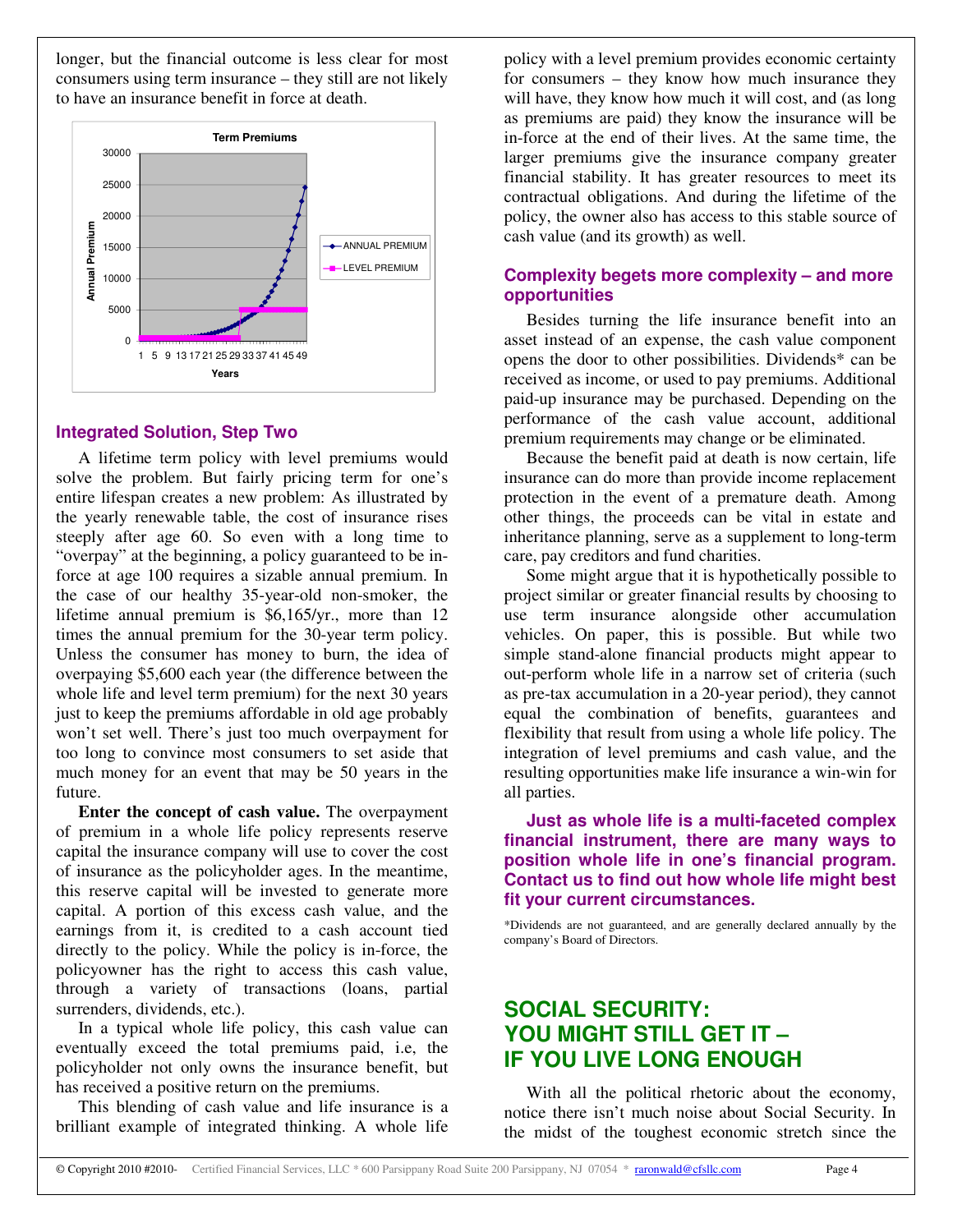longer, but the financial outcome is less clear for most consumers using term insurance – they still are not likely to have an insurance benefit in force at death.

## Integrated Solution, Step Two

A lifetime term policy with level premiums would solve the problem. But fairly pricing term for one's entire lifespan creates a new problem: As illustrated by the yearly renewable table, the cost of insurance rises steeply after age 60. So even with a long time to "overpay" at the beginning, a policy guaranteed to be in-force at age 100 requires a sizable annual premium. In the case of our healthy 35-year-old non-smoker, the lifetime annual premium is $6,165/yr., more than 12 times the annual premium for the 30-year term policy. Unless the consumer has money to burn, the idea of overpaying $5,600 each year (the difference between the whole life and level term premium) for the next 30 years just to keep the premiums affordable in old age probably won't set well. There's just too much overpayment for too long to convince most consumers to set aside that much money for an event that may be 50 years in the future.

**Enter the concept of cash value.** The overpayment of premium in a whole life policy represents reserve capital the insurance company will use to cover the cost of insurance as the policyholder ages. In the meantime, this reserve capital will be invested to generate more capital. A portion of this excess cash value, and the earnings from it, is credited to a cash account tied directly to the policy. While the policy is in-force, the policyowner has the right to access this cash value, through a variety of transactions (loans, partial surrenders, dividends, etc.).

In a typical whole life policy, this cash value can eventually exceed the total premiums paid, i.e, the policyholder not only owns the insurance benefit, but has received a positive return on the premiums.

This blending of cash value and life insurance is a brilliant example of integrated thinking. A whole life policy with a level premium provides economic certainty for consumers – they know how much insurance they will have, they know how much it will cost, and (as long as premiums are paid) they know the insurance will be in-force at the end of their lives. At the same time, the larger premiums give the insurance company greater financial stability. It has greater resources to meet its contractual obligations. And during the lifetime of the policy, the owner also has access to this stable source of cash value (and its growth) as well.

## Complexity begets more complexity – and more opportunities

Besides turning the life insurance benefit into an asset instead of an expense, the cash value component opens the door to other possibilities. Dividends* can be received as income, or used to pay premiums. Additional paid-up insurance may be purchased. Depending on the performance of the cash value account, additional premium requirements may change or be eliminated.

Because the benefit paid at death is now certain, life insurance can do more than provide income replacement protection in the event of a premature death. Among other things, the proceeds can be vital in estate and inheritance planning, serve as a supplement to long-term care, pay creditors and fund charities.

Some might argue that it is hypothetically possible to project similar or greater financial results by choosing to use term insurance alongside other accumulation vehicles. On paper, this is possible. But while two simple stand-alone financial products might appear to out-perform whole life in a narrow set of criteria (such as pre-tax accumulation in a 20-year period), they cannot equal the combination of benefits, guarantees and flexibility that result from using a whole life policy. The integration of level premiums and cash value, and the resulting opportunities make life insurance a win-win for all parties.

**Just as whole life is a multi-faceted complex financial instrument, there are many ways to position whole life in one's financial program. Contact us to find out how whole life might best fit your current circumstances.**

*Dividends are not guaranteed, and are generally declared annually by the company's Board of Directors.

# SOCIAL SECURITY: YOU MIGHT STILL GET IT – IF YOU LIVE LONG ENOUGH

With all the political rhetoric about the economy, notice there isn't much noise about Social Security. In the midst of the toughest economic stretch since the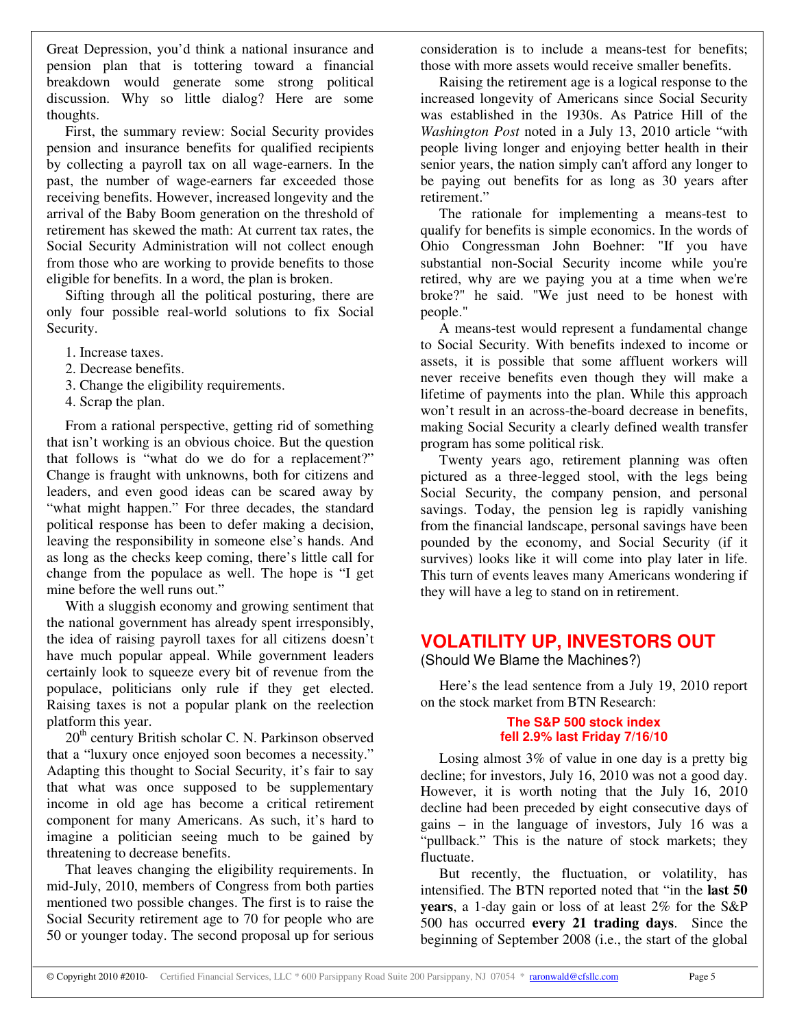Great Depression, you'd think a national insurance and pension plan that is tottering toward a financial breakdown would generate some strong political discussion. Why so little dialog? Here are some thoughts.

First, the summary review: Social Security provides pension and insurance benefits for qualified recipients by collecting a payroll tax on all wage-earners. In the past, the number of wage-earners far exceeded those receiving benefits. However, increased longevity and the arrival of the Baby Boom generation on the threshold of retirement has skewed the math: At current tax rates, the Social Security Administration will not collect enough from those who are working to provide benefits to those eligible for benefits. In a word, the plan is broken.

Sifting through all the political posturing, there are only four possible real-world solutions to fix Social Security.

1. Increase taxes.
2. Decrease benefits.
3. Change the eligibility requirements.
4. Scrap the plan.

From a rational perspective, getting rid of something that isn't working is an obvious choice. But the question that follows is "what do we do for a replacement?" Change is fraught with unknowns, both for citizens and leaders, and even good ideas can be scared away by "what might happen." For three decades, the standard political response has been to defer making a decision, leaving the responsibility in someone else's hands. And as long as the checks keep coming, there's little call for change from the populace as well. The hope is "I get mine before the well runs out."

With a sluggish economy and growing sentiment that the national government has already spent irresponsibly, the idea of raising payroll taxes for all citizens doesn't have much popular appeal. While government leaders certainly look to squeeze every bit of revenue from the populace, politicians only rule if they get elected. Raising taxes is not a popular plank on the reelection platform this year.

20th century British scholar C. N. Parkinson observed that a "luxury once enjoyed soon becomes a necessity." Adapting this thought to Social Security, it's fair to say that what was once supposed to be supplementary income in old age has become a critical retirement component for many Americans. As such, it's hard to imagine a politician seeing much to be gained by threatening to decrease benefits.

That leaves changing the eligibility requirements. In mid-July, 2010, members of Congress from both parties mentioned two possible changes. The first is to raise the Social Security retirement age to 70 for people who are 50 or younger today. The second proposal up for serious consideration is to include a means-test for benefits; those with more assets would receive smaller benefits.

Raising the retirement age is a logical response to the increased longevity of Americans since Social Security was established in the 1930s. As Patrice Hill of the *Washington Post* noted in a July 13, 2010 article "with people living longer and enjoying better health in their senior years, the nation simply can't afford any longer to be paying out benefits for as long as 30 years after retirement."

The rationale for implementing a means-test to qualify for benefits is simple economics. In the words of Ohio Congressman John Boehner: "If you have substantial non-Social Security income while you're retired, why are we paying you at a time when we're broke?" he said. "We just need to be honest with people."

A means-test would represent a fundamental change to Social Security. With benefits indexed to income or assets, it is possible that some affluent workers will never receive benefits even though they will make a lifetime of payments into the plan. While this approach won't result in an across-the-board decrease in benefits, making Social Security a clearly defined wealth transfer program has some political risk.

Twenty years ago, retirement planning was often pictured as a three-legged stool, with the legs being Social Security, the company pension, and personal savings. Today, the pension leg is rapidly vanishing from the financial landscape, personal savings have been pounded by the economy, and Social Security (if it survives) looks like it will come into play later in life. This turn of events leaves many Americans wondering if they will have a leg to stand on in retirement.

## VOLATILITY UP, INVESTORS OUT

(Should We Blame the Machines?)

Here's the lead sentence from a July 19, 2010 report on the stock market from BTN Research:

**The S&P 500 stock index fell 2.9% last Friday 7/16/10**

Losing almost 3% of value in one day is a pretty big decline; for investors, July 16, 2010 was not a good day. However, it is worth noting that the July 16, 2010 decline had been preceded by eight consecutive days of gains – in the language of investors, July 16 was a "pullback." This is the nature of stock markets; they fluctuate.

But recently, the fluctuation, or volatility, has intensified. The BTN reported noted that "in the **last 50 years**, a 1-day gain or loss of at least 2% for the S&P 500 has occurred **every 21 trading days**. Since the beginning of September 2008 (i.e., the start of the global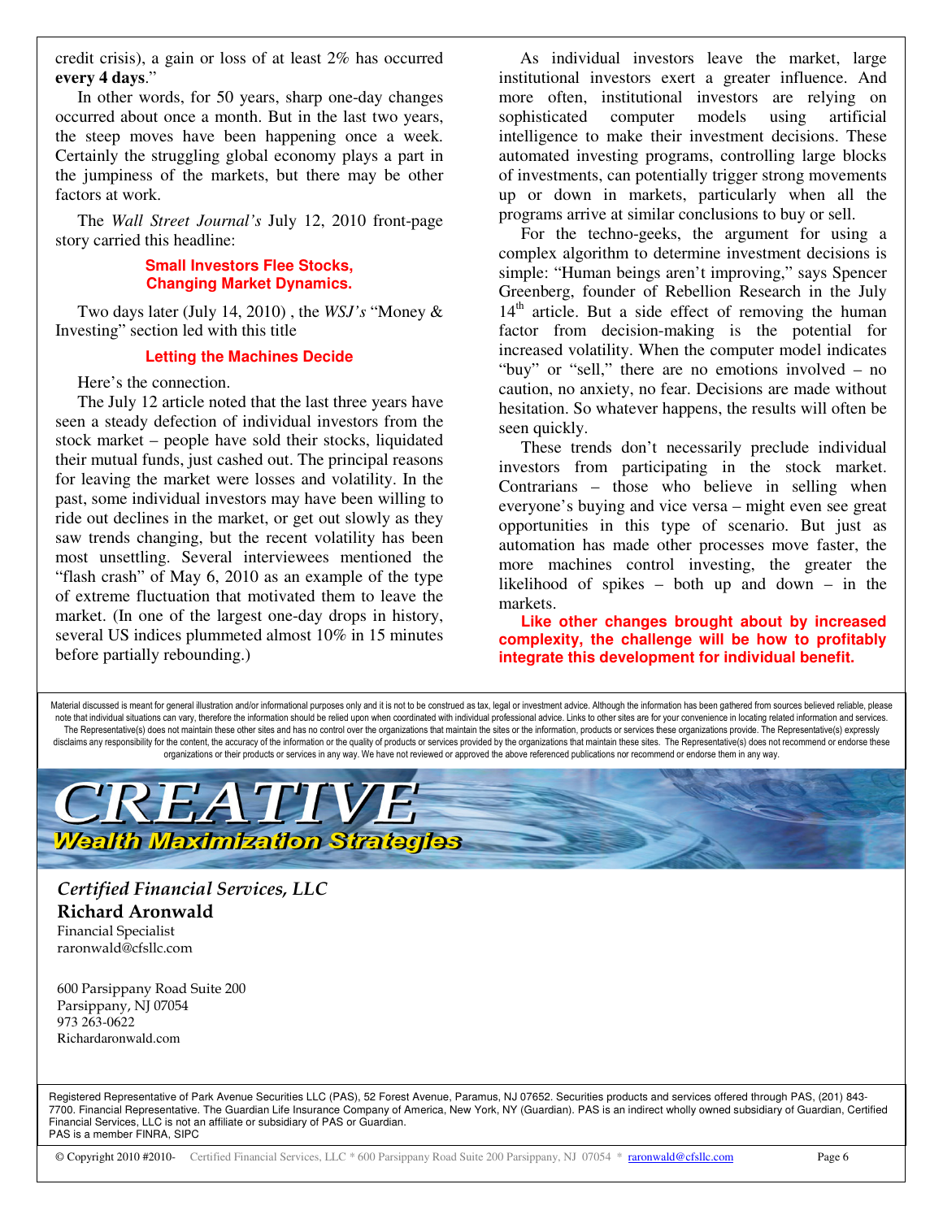credit crisis), a gain or loss of at least 2% has occurred **every 4 days**."

In other words, for 50 years, sharp one-day changes occurred about once a month. But in the last two years, the steep moves have been happening once a week. Certainly the struggling global economy plays a part in the jumpiness of the markets, but there may be other factors at work.

The *Wall Street Journal's* July 12, 2010 front-page story carried this headline:

**Small Investors Flee Stocks, Changing Market Dynamics.**

Two days later (July 14, 2010) , the *WSJ's* "Money & Investing" section led with this title

**Letting the Machines Decide**

Here's the connection.

The July 12 article noted that the last three years have seen a steady defection of individual investors from the stock market – people have sold their stocks, liquidated their mutual funds, just cashed out. The principal reasons for leaving the market were losses and volatility. In the past, some individual investors may have been willing to ride out declines in the market, or get out slowly as they saw trends changing, but the recent volatility has been most unsettling. Several interviewees mentioned the "flash crash" of May 6, 2010 as an example of the type of extreme fluctuation that motivated them to leave the market. (In one of the largest one-day drops in history, several US indices plummeted almost 10% in 15 minutes before partially rebounding.)

As individual investors leave the market, large institutional investors exert a greater influence. And more often, institutional investors are relying on sophisticated computer models using artificial intelligence to make their investment decisions. These automated investing programs, controlling large blocks of investments, can potentially trigger strong movements up or down in markets, particularly when all the programs arrive at similar conclusions to buy or sell.

For the techno-geeks, the argument for using a complex algorithm to determine investment decisions is simple: "Human beings aren't improving," says Spencer Greenberg, founder of Rebellion Research in the July 14th article. But a side effect of removing the human factor from decision-making is the potential for increased volatility. When the computer model indicates "buy" or "sell," there are no emotions involved – no caution, no anxiety, no fear. Decisions are made without hesitation. So whatever happens, the results will often be seen quickly.

These trends don't necessarily preclude individual investors from participating in the stock market. Contrarians – those who believe in selling when everyone's buying and vice versa – might even see great opportunities in this type of scenario. But just as automation has made other processes move faster, the more machines control investing, the greater the likelihood of spikes – both up and down – in the markets.

**Like other changes brought about by increased complexity, the challenge will be how to profitably integrate this development for individual benefit.**

Material discussed is meant for general illustration and/or informational purposes only and it is not to be construed as tax, legal or investment advice. Although the information has been gathered from sources believed reliable, please note that individual situations can vary, therefore the information should be relied upon when coordinated with individual professional advice. Links to other sites are for your convenience in locating related information and services. The Representative(s) does not maintain these other sites and has no control over the organizations that maintain the sites or the information, products or services these organizations provide. The Representative(s) expressly disclaims any responsibility for the content, the accuracy of the information or the quality of products or services provided by the organizations that maintain these sites. The Representative(s) does not recommend or endorse these organizations or their products or services in any way. We have not reviewed or approved the above referenced publications nor recommend or endorse them in any way.

**CREATIVE**
**Wealth Maximization Strategies**

*Certified Financial Services, LLC*
**Richard Aronwald**
Financial Specialist
raronwald@cfsllc.com

600 Parsippany Road Suite 200
Parsippany, NJ 07054
973 263-0622
Richardaronwald.com

Registered Representative of Park Avenue Securities LLC (PAS), 52 Forest Avenue, Paramus, NJ 07652. Securities products and services offered through PAS, (201) 843-7700. Financial Representative. The Guardian Life Insurance Company of America, New York, NY (Guardian). PAS is an indirect wholly owned subsidiary of Guardian, Certified Financial Services, LLC is not an affiliate or subsidiary of PAS or Guardian.
PAS is a member FINRA, SIPC

© Copyright 2010 #2010- Certified Financial Services, LLC * 600 Parsippany Road Suite 200 Parsippany, NJ 07054 * raronwald@cfsllc.com